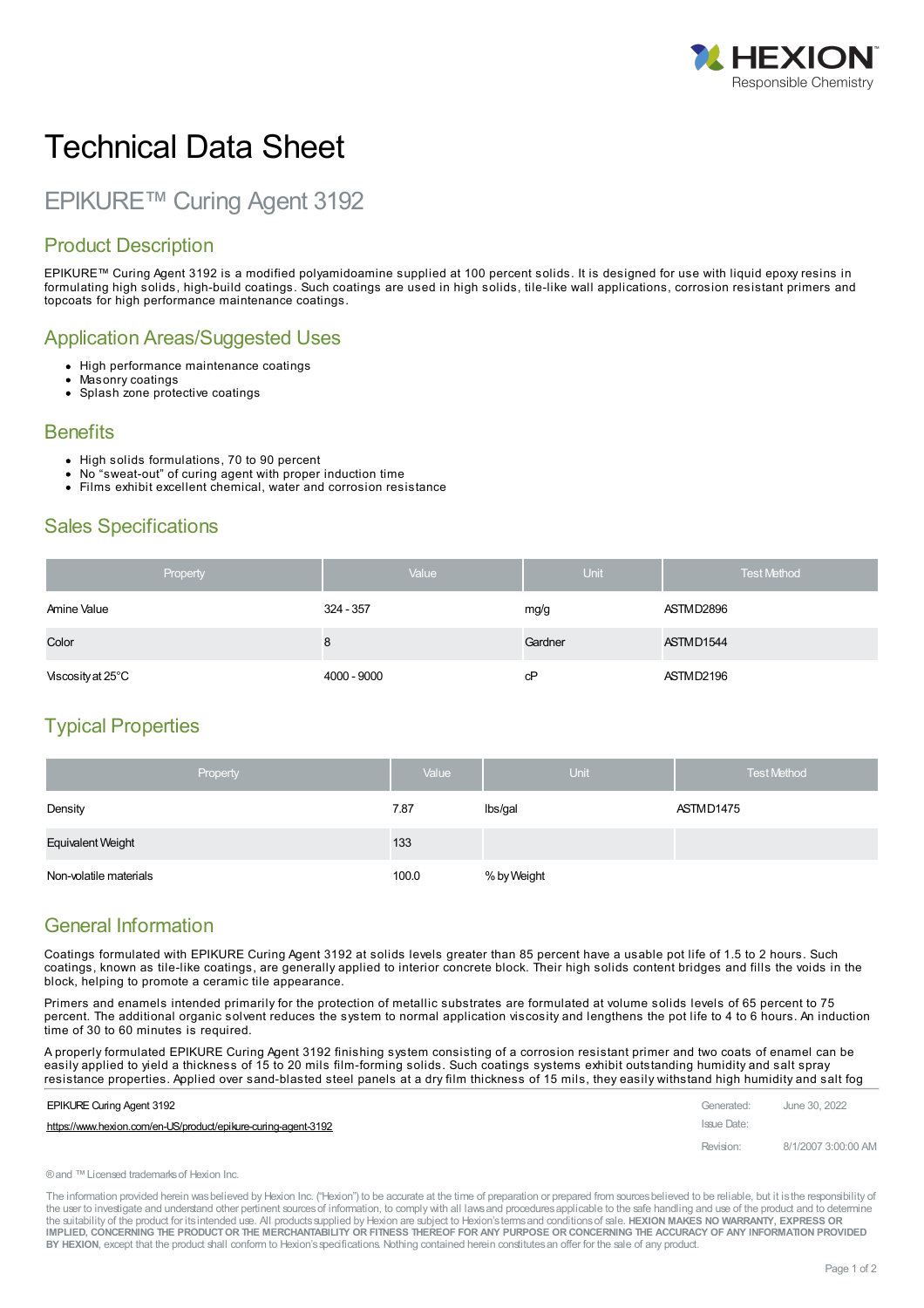# Technical Data Sheet

## EPIKURE™ Curing Agent 3192

### Product Description

EPIKURE™ Curing Agent 3192 is a modified polyamidoamine supplied at 100 percent solids. It is designed for use with liquid epoxy resins in formulating high solids, high-build coatings. Such coatings are used in high solids, tile-like wall applications, corrosion resistant primers and topcoats for high performance maintenance coatings.

### Application Areas/Suggested Uses

- High performance maintenance coatings
- Masonry coatings
- Splash zone protective coatings

### Benefits

- High solids formulations, 70 to 90 percent
- No "sweat-out" of curing agent with proper induction time
- Films exhibit excellent chemical, water and corrosion resistance

### Sales Specifications

| Property | Value | Unit | Test Method |
|---|---|---|---|
| Amine Value | 324 - 357 | mg/g | ASTM D2896 |
| Color | 8 | Gardner | ASTM D1544 |
| Viscosity at 25°C | 4000 - 9000 | cP | ASTM D2196 |

### Typical Properties

| Property | Value | Unit | Test Method |
|---|---|---|---|
| Density | 7.87 | lbs/gal | ASTM D1475 |
| Equivalent Weight | 133 | | |
| Non-volatile materials | 100.0 | % by Weight | |

### General Information

Coatings formulated with EPIKURE Curing Agent 3192 at solids levels greater than 85 percent have a usable pot life of 1.5 to 2 hours. Such coatings, known as tile-like coatings, are generally applied to interior concrete block. Their high solids content bridges and fills the voids in the block, helping to promote a ceramic tile appearance.

Primers and enamels intended primarily for the protection of metallic substrates are formulated at volume solids levels of 65 percent to 75 percent. The additional organic solvent reduces the system to normal application viscosity and lengthens the pot life to 4 to 6 hours. An induction time of 30 to 60 minutes is required.

A properly formulated EPIKURE Curing Agent 3192 finishing system consisting of a corrosion resistant primer and two coats of enamel can be easily applied to yield a thickness of 15 to 20 mils film-forming solids. Such coatings systems exhibit outstanding humidity and salt spray resistance properties. Applied over sand-blasted steel panels at a dry film thickness of 15 mils, they easily withstand high humidity and salt fog

EPIKURE Curing Agent 3192
https://www.hexion.com/en-US/product/epikure-curing-agent-3192

Generated: June 30, 2022
Issue Date:
Revision: 8/1/2007 3:00:00 AM

® and ™ Licensed trademarks of Hexion Inc.

The information provided herein was believed by Hexion Inc. ("Hexion") to be accurate at the time of preparation or prepared from sources believed to be reliable, but it is the responsibility of the user to investigate and understand other pertinent sources of information, to comply with all laws and procedures applicable to the safe handling and use of the product and to determine the suitability of the product for its intended use. All products supplied by Hexion are subject to Hexion's terms and conditions of sale. **HEXION MAKES NO WARRANTY, EXPRESS OR IMPLIED, CONCERNING THE PRODUCT OR THE MERCHANTABILITY OR FITNESS THEREOF FOR ANY PURPOSE OR CONCERNING THE ACCURACY OF ANY INFORMATION PROVIDED BY HEXION**, except that the product shall conform to Hexion's specifications. Nothing contained herein constitutes an offer for the sale of any product.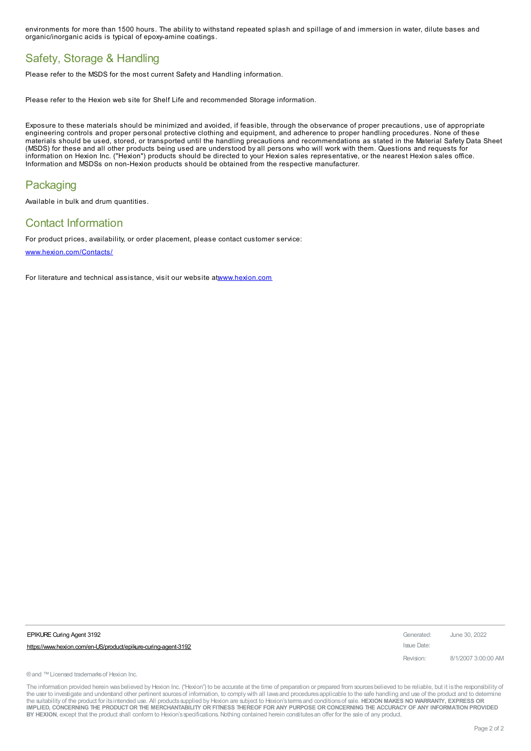environments for more than 1500 hours. The ability to withstand repeated splash and spillage of and immersion in water, dilute bases and organic/inorganic acids is typical of epoxy-amine coatings.

## Safety, Storage & Handling

Please refer to the MSDS for the most current Safety and Handling information.

Please refer to the Hexion web site for Shelf Life and recommended Storage information.

Exposure to these materials should be minimized and avoided, if feasible, through the observance of proper precautions, use of appropriate engineering controls and proper personal protective clothing and equipment, and adherence to proper handling procedures. None of these materials should be used, stored, or transported until the handling precautions and recommendations as stated in the Material Safety Data Sheet (MSDS) for these and all other products being used are understood by all persons who will work with them. Questions and requests for information on Hexion Inc. ("Hexion") products should be directed to your Hexion sales representative, or the nearest Hexion sales office. Information and MSDSs on non-Hexion products should be obtained from the respective manufacturer.

## Packaging

Available in bulk and drum quantities.

## Contact Information

For product prices, availability, or order placement, please contact customer service:

www.hexion.com/Contacts/

For literature and technical assistance, visit our website at www.hexion.com

EPIKURE Curing Agent 3192

https://www.hexion.com/en-US/product/epikure-curing-agent-3192

Generated: June 30, 2022

Issue Date:

Revision: 8/1/2007 3:00:00 AM

® and ™ Licensed trademarks of Hexion Inc.

The information provided herein was believed by Hexion Inc. ("Hexion") to be accurate at the time of preparation or prepared from sources believed to be reliable, but it is the responsibility of the user to investigate and understand other pertinent sources of information, to comply with all laws and procedures applicable to the safe handling and use of the product and to determine the suitability of the product for its intended use. All products supplied by Hexion are subject to Hexion's terms and conditions of sale. **HEXION MAKES NO WARRANTY, EXPRESS OR IMPLIED, CONCERNING THE PRODUCT OR THE MERCHANTABILITY OR FITNESS THEREOF FOR ANY PURPOSE OR CONCERNING THE ACCURACY OF ANY INFORMATION PROVIDED BY HEXION**, except that the product shall conform to Hexion's specifications. Nothing contained herein constitutes an offer for the sale of any product.